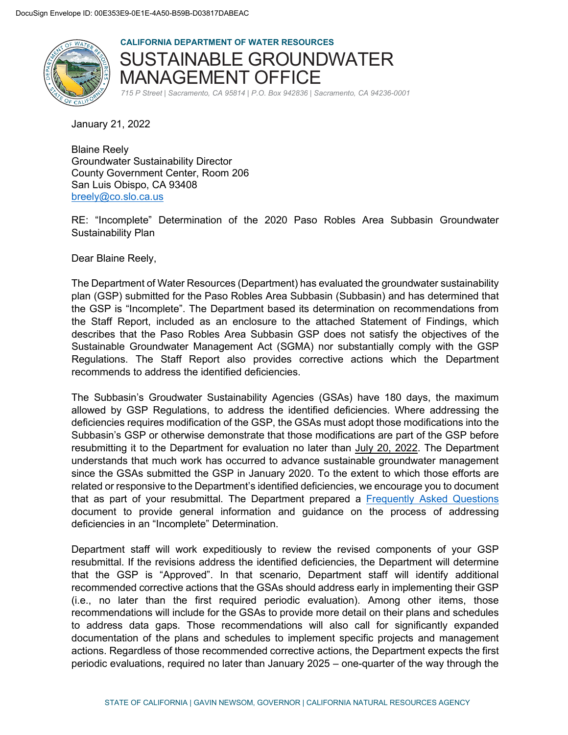DocuSign Envelope ID: 00E353E9-0E1E-4A50-B59B-D03817DABEAC

**CALIFORNIA DEPARTMENT OF WATER RESOURCES**

# SUSTAINABLE GROUNDWATER MANAGEMENT OFFICE

*715 P Street | Sacramento, CA 95814 | P.O. Box 942836 | Sacramento, CA 94236-0001*

January 21, 2022

Blaine Reely
Groundwater Sustainability Director
County Government Center, Room 206
San Luis Obispo, CA 93408
breely@co.slo.ca.us

RE: "Incomplete" Determination of the 2020 Paso Robles Area Subbasin Groundwater Sustainability Plan

Dear Blaine Reely,

The Department of Water Resources (Department) has evaluated the groundwater sustainability plan (GSP) submitted for the Paso Robles Area Subbasin (Subbasin) and has determined that the GSP is "Incomplete". The Department based its determination on recommendations from the Staff Report, included as an enclosure to the attached Statement of Findings, which describes that the Paso Robles Area Subbasin GSP does not satisfy the objectives of the Sustainable Groundwater Management Act (SGMA) nor substantially comply with the GSP Regulations. The Staff Report also provides corrective actions which the Department recommends to address the identified deficiencies.

The Subbasin's Groudwater Sustainability Agencies (GSAs) have 180 days, the maximum allowed by GSP Regulations, to address the identified deficiencies. Where addressing the deficiencies requires modification of the GSP, the GSAs must adopt those modifications into the Subbasin's GSP or otherwise demonstrate that those modifications are part of the GSP before resubmitting it to the Department for evaluation no later than July 20, 2022. The Department understands that much work has occurred to advance sustainable groundwater management since the GSAs submitted the GSP in January 2020. To the extent to which those efforts are related or responsive to the Department's identified deficiencies, we encourage you to document that as part of your resubmittal. The Department prepared a Frequently Asked Questions document to provide general information and guidance on the process of addressing deficiencies in an "Incomplete" Determination.

Department staff will work expeditiously to review the revised components of your GSP resubmittal. If the revisions address the identified deficiencies, the Department will determine that the GSP is "Approved". In that scenario, Department staff will identify additional recommended corrective actions that the GSAs should address early in implementing their GSP (i.e., no later than the first required periodic evaluation). Among other items, those recommendations will include for the GSAs to provide more detail on their plans and schedules to address data gaps. Those recommendations will also call for significantly expanded documentation of the plans and schedules to implement specific projects and management actions. Regardless of those recommended corrective actions, the Department expects the first periodic evaluations, required no later than January 2025 – one-quarter of the way through the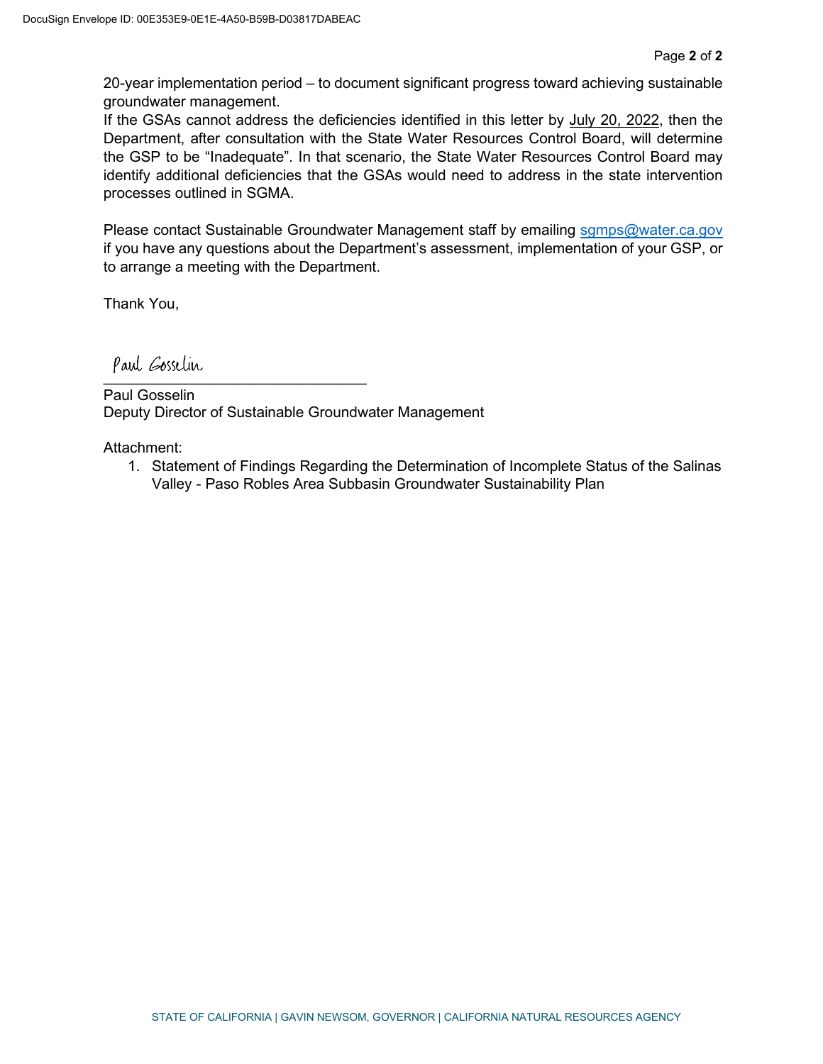20-year implementation period – to document significant progress toward achieving sustainable groundwater management.

If the GSAs cannot address the deficiencies identified in this letter by July 20, 2022, then the Department, after consultation with the State Water Resources Control Board, will determine the GSP to be "Inadequate". In that scenario, the State Water Resources Control Board may identify additional deficiencies that the GSAs would need to address in the state intervention processes outlined in SGMA.

Please contact Sustainable Groundwater Management staff by emailing sgmps@water.ca.gov if you have any questions about the Department's assessment, implementation of your GSP, or to arrange a meeting with the Department.

Thank You,

Paul Gosselin

Paul Gosselin
Deputy Director of Sustainable Groundwater Management

Attachment:

1. Statement of Findings Regarding the Determination of Incomplete Status of the Salinas Valley - Paso Robles Area Subbasin Groundwater Sustainability Plan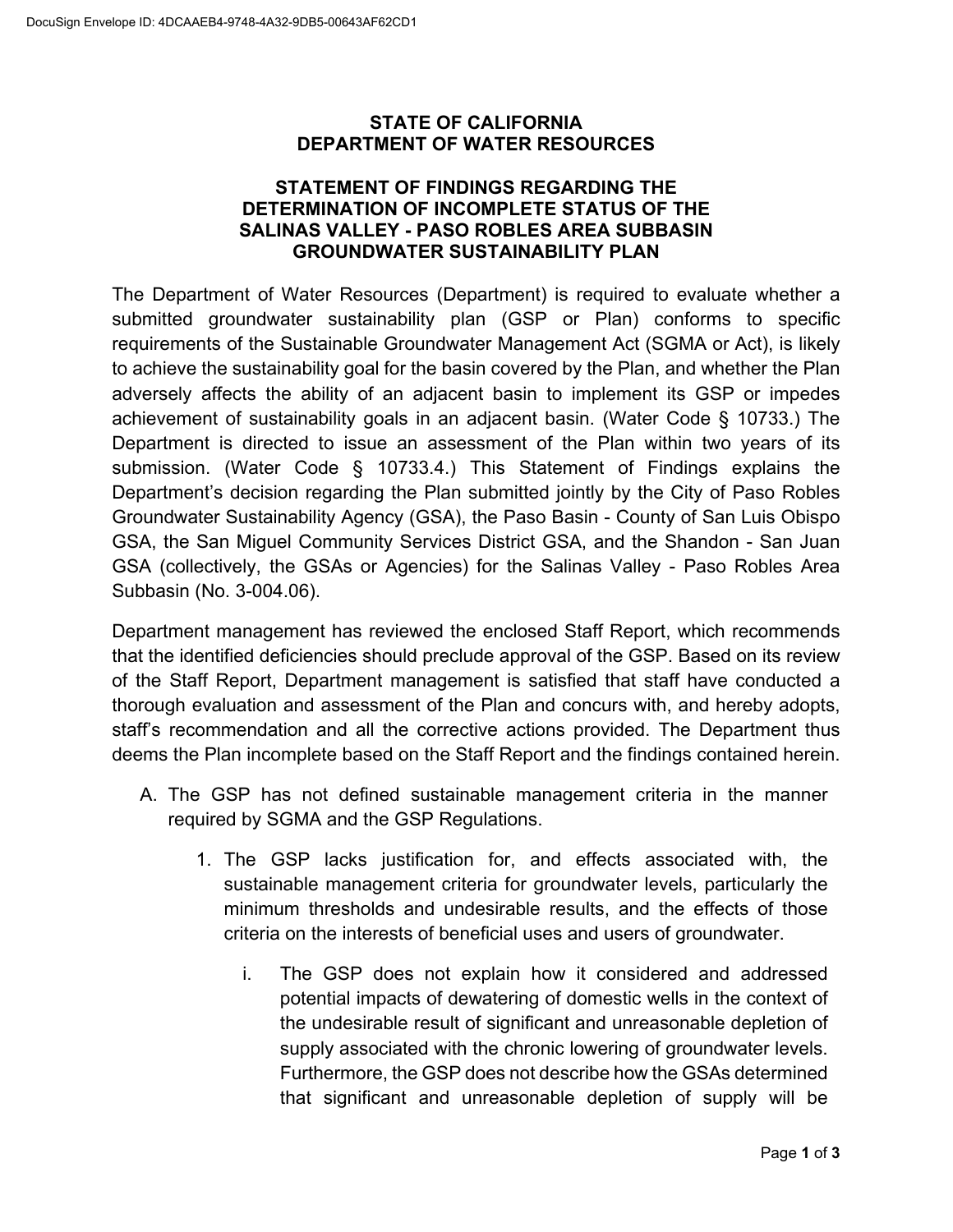DocuSign Envelope ID: 4DCAAEB4-9748-4A32-9DB5-00643AF62CD1

# STATE OF CALIFORNIA
# DEPARTMENT OF WATER RESOURCES

## STATEMENT OF FINDINGS REGARDING THE DETERMINATION OF INCOMPLETE STATUS OF THE SALINAS VALLEY - PASO ROBLES AREA SUBBASIN GROUNDWATER SUSTAINABILITY PLAN

The Department of Water Resources (Department) is required to evaluate whether a submitted groundwater sustainability plan (GSP or Plan) conforms to specific requirements of the Sustainable Groundwater Management Act (SGMA or Act), is likely to achieve the sustainability goal for the basin covered by the Plan, and whether the Plan adversely affects the ability of an adjacent basin to implement its GSP or impedes achievement of sustainability goals in an adjacent basin. (Water Code § 10733.) The Department is directed to issue an assessment of the Plan within two years of its submission. (Water Code § 10733.4.) This Statement of Findings explains the Department's decision regarding the Plan submitted jointly by the City of Paso Robles Groundwater Sustainability Agency (GSA), the Paso Basin - County of San Luis Obispo GSA, the San Miguel Community Services District GSA, and the Shandon - San Juan GSA (collectively, the GSAs or Agencies) for the Salinas Valley - Paso Robles Area Subbasin (No. 3-004.06).

Department management has reviewed the enclosed Staff Report, which recommends that the identified deficiencies should preclude approval of the GSP. Based on its review of the Staff Report, Department management is satisfied that staff have conducted a thorough evaluation and assessment of the Plan and concurs with, and hereby adopts, staff's recommendation and all the corrective actions provided. The Department thus deems the Plan incomplete based on the Staff Report and the findings contained herein.

A. The GSP has not defined sustainable management criteria in the manner required by SGMA and the GSP Regulations.

    1. The GSP lacks justification for, and effects associated with, the sustainable management criteria for groundwater levels, particularly the minimum thresholds and undesirable results, and the effects of those criteria on the interests of beneficial uses and users of groundwater.

        i. The GSP does not explain how it considered and addressed potential impacts of dewatering of domestic wells in the context of the undesirable result of significant and unreasonable depletion of supply associated with the chronic lowering of groundwater levels. Furthermore, the GSP does not describe how the GSAs determined that significant and unreasonable depletion of supply will be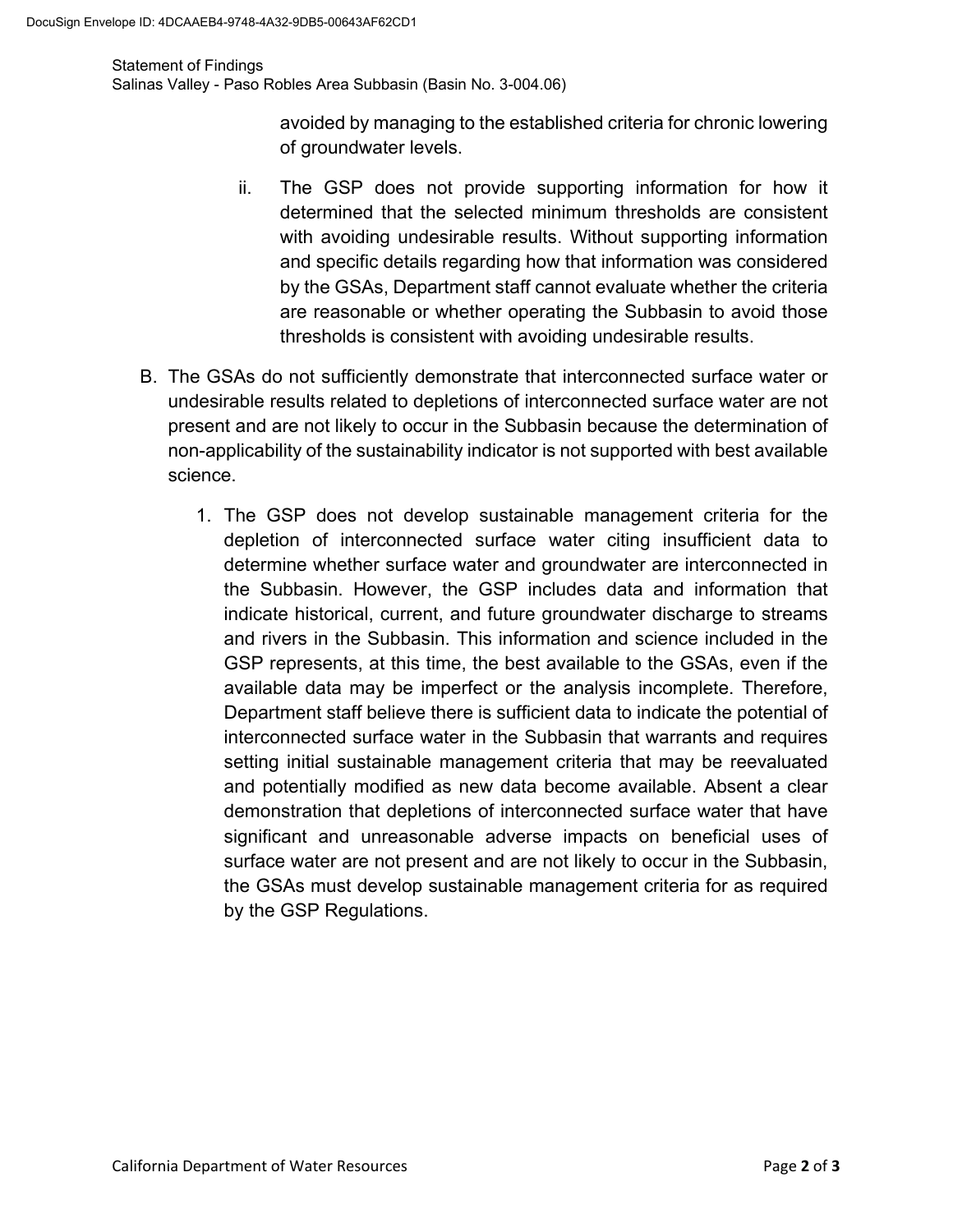avoided by managing to the established criteria for chronic lowering of groundwater levels.

ii. The GSP does not provide supporting information for how it determined that the selected minimum thresholds are consistent with avoiding undesirable results. Without supporting information and specific details regarding how that information was considered by the GSAs, Department staff cannot evaluate whether the criteria are reasonable or whether operating the Subbasin to avoid those thresholds is consistent with avoiding undesirable results.

B. The GSAs do not sufficiently demonstrate that interconnected surface water or undesirable results related to depletions of interconnected surface water are not present and are not likely to occur in the Subbasin because the determination of non-applicability of the sustainability indicator is not supported with best available science.

1. The GSP does not develop sustainable management criteria for the depletion of interconnected surface water citing insufficient data to determine whether surface water and groundwater are interconnected in the Subbasin. However, the GSP includes data and information that indicate historical, current, and future groundwater discharge to streams and rivers in the Subbasin. This information and science included in the GSP represents, at this time, the best available to the GSAs, even if the available data may be imperfect or the analysis incomplete. Therefore, Department staff believe there is sufficient data to indicate the potential of interconnected surface water in the Subbasin that warrants and requires setting initial sustainable management criteria that may be reevaluated and potentially modified as new data become available. Absent a clear demonstration that depletions of interconnected surface water that have significant and unreasonable adverse impacts on beneficial uses of surface water are not present and are not likely to occur in the Subbasin, the GSAs must develop sustainable management criteria for as required by the GSP Regulations.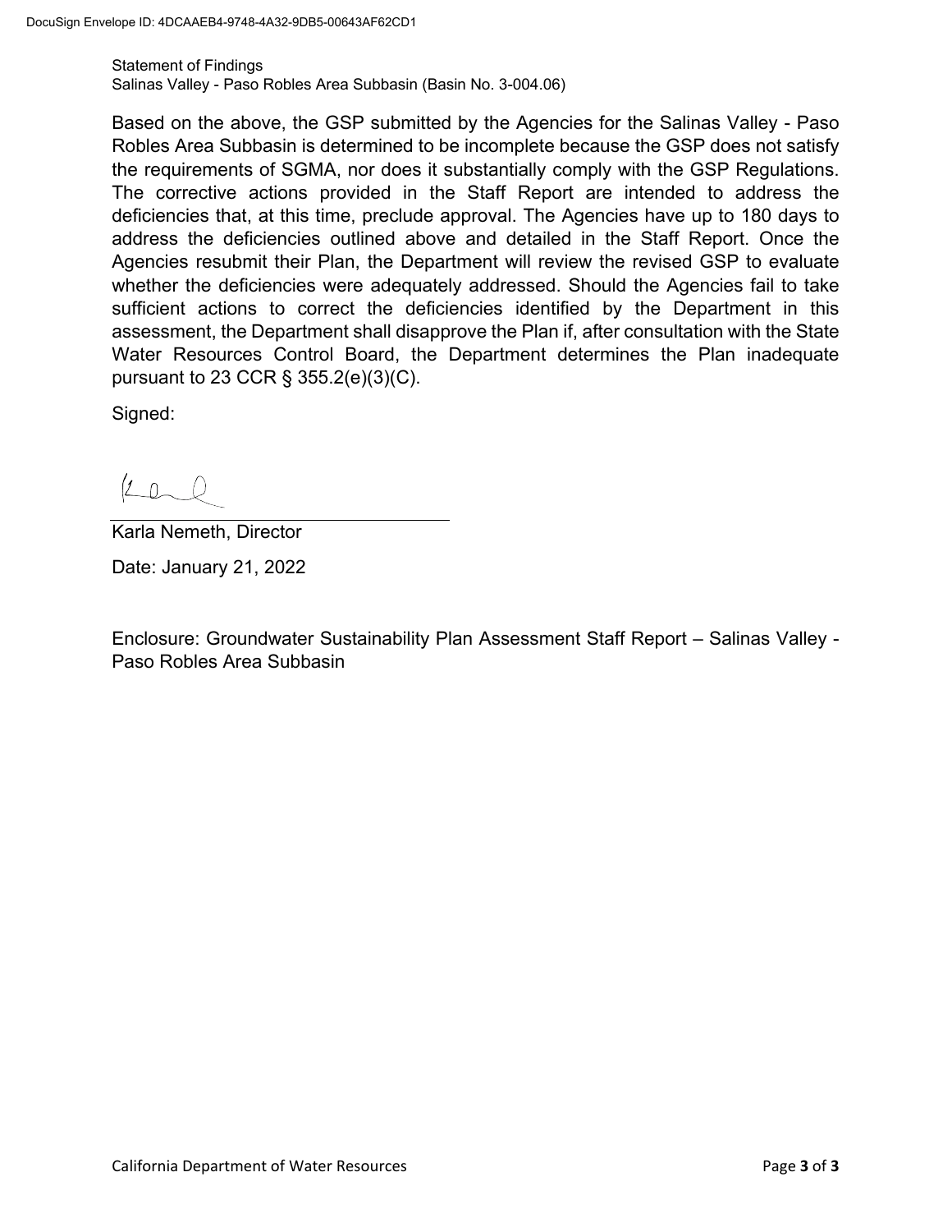Statement of Findings
Salinas Valley - Paso Robles Area Subbasin (Basin No. 3-004.06)

Based on the above, the GSP submitted by the Agencies for the Salinas Valley - Paso Robles Area Subbasin is determined to be incomplete because the GSP does not satisfy the requirements of SGMA, nor does it substantially comply with the GSP Regulations. The corrective actions provided in the Staff Report are intended to address the deficiencies that, at this time, preclude approval. The Agencies have up to 180 days to address the deficiencies outlined above and detailed in the Staff Report. Once the Agencies resubmit their Plan, the Department will review the revised GSP to evaluate whether the deficiencies were adequately addressed. Should the Agencies fail to take sufficient actions to correct the deficiencies identified by the Department in this assessment, the Department shall disapprove the Plan if, after consultation with the State Water Resources Control Board, the Department determines the Plan inadequate pursuant to 23 CCR § 355.2(e)(3)(C).

Signed:

Karla Nemeth, Director

Date: January 21, 2022

Enclosure: Groundwater Sustainability Plan Assessment Staff Report – Salinas Valley - Paso Robles Area Subbasin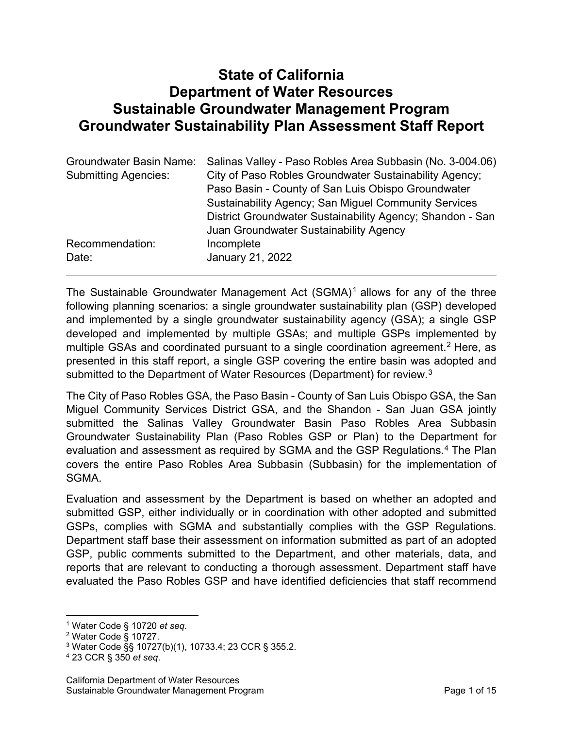# State of California
# Department of Water Resources
# Sustainable Groundwater Management Program
# Groundwater Sustainability Plan Assessment Staff Report

| | |
|---|---|
| Groundwater Basin Name: | Salinas Valley - Paso Robles Area Subbasin (No. 3-004.06) |
| Submitting Agencies: | City of Paso Robles Groundwater Sustainability Agency; Paso Basin - County of San Luis Obispo Groundwater Sustainability Agency; San Miguel Community Services District Groundwater Sustainability Agency; Shandon - San Juan Groundwater Sustainability Agency |
| Recommendation: | Incomplete |
| Date: | January 21, 2022 |

---

The Sustainable Groundwater Management Act (SGMA)[1] allows for any of the three following planning scenarios: a single groundwater sustainability plan (GSP) developed and implemented by a single groundwater sustainability agency (GSA); a single GSP developed and implemented by multiple GSAs; and multiple GSPs implemented by multiple GSAs and coordinated pursuant to a single coordination agreement.[2] Here, as presented in this staff report, a single GSP covering the entire basin was adopted and submitted to the Department of Water Resources (Department) for review.[3]

The City of Paso Robles GSA, the Paso Basin - County of San Luis Obispo GSA, the San Miguel Community Services District GSA, and the Shandon - San Juan GSA jointly submitted the Salinas Valley Groundwater Basin Paso Robles Area Subbasin Groundwater Sustainability Plan (Paso Robles GSP or Plan) to the Department for evaluation and assessment as required by SGMA and the GSP Regulations.[4] The Plan covers the entire Paso Robles Area Subbasin (Subbasin) for the implementation of SGMA.

Evaluation and assessment by the Department is based on whether an adopted and submitted GSP, either individually or in coordination with other adopted and submitted GSPs, complies with SGMA and substantially complies with the GSP Regulations. Department staff base their assessment on information submitted as part of an adopted GSP, public comments submitted to the Department, and other materials, data, and reports that are relevant to conducting a thorough assessment. Department staff have evaluated the Paso Robles GSP and have identified deficiencies that staff recommend

---

[1] Water Code § 10720 *et seq*.
[2] Water Code § 10727.
[3] Water Code §§ 10727(b)(1), 10733.4; 23 CCR § 355.2.
[4] 23 CCR § 350 *et seq*.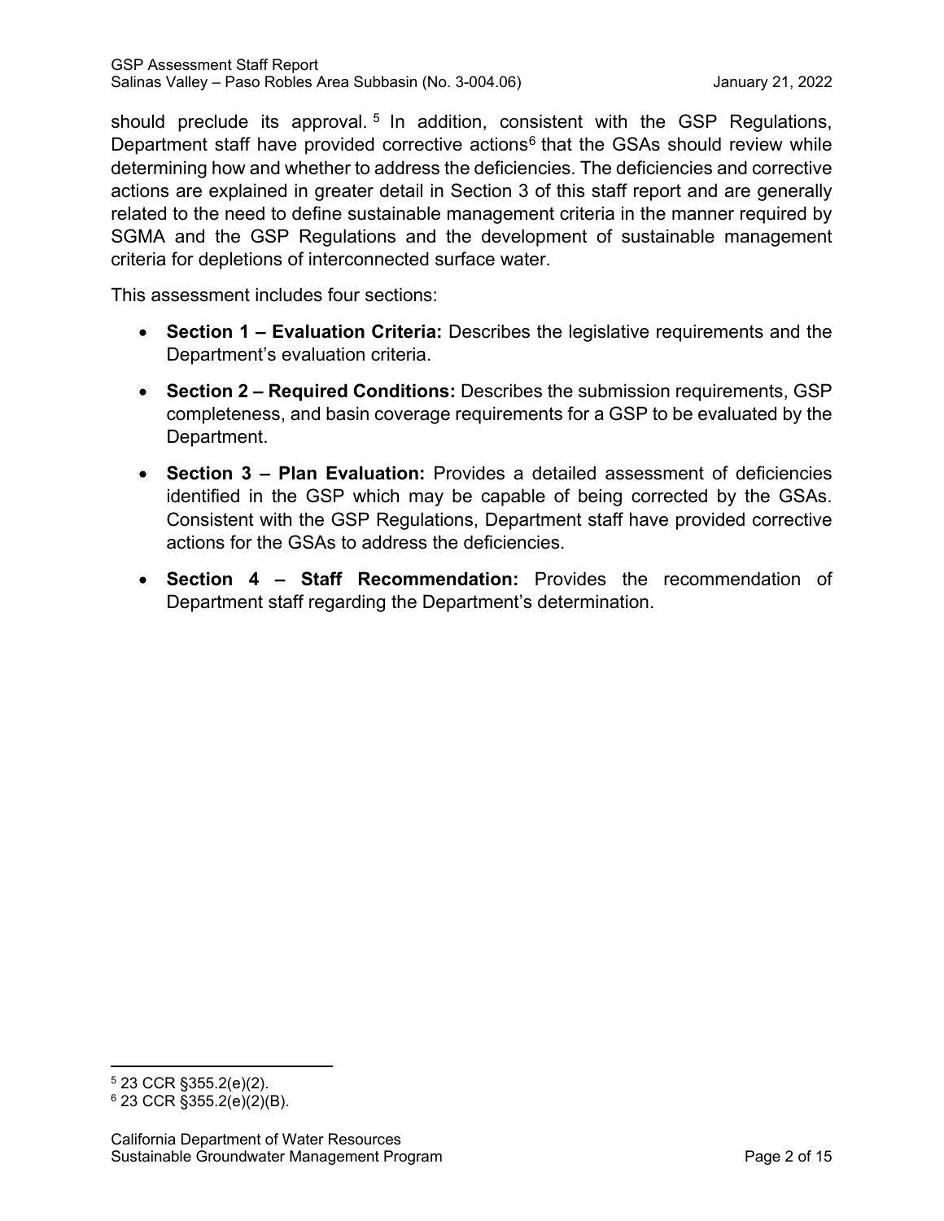should preclude its approval.[5] In addition, consistent with the GSP Regulations, Department staff have provided corrective actions[6] that the GSAs should review while determining how and whether to address the deficiencies. The deficiencies and corrective actions are explained in greater detail in Section 3 of this staff report and are generally related to the need to define sustainable management criteria in the manner required by SGMA and the GSP Regulations and the development of sustainable management criteria for depletions of interconnected surface water.

This assessment includes four sections:

- **Section 1 – Evaluation Criteria:** Describes the legislative requirements and the Department's evaluation criteria.
- **Section 2 – Required Conditions:** Describes the submission requirements, GSP completeness, and basin coverage requirements for a GSP to be evaluated by the Department.
- **Section 3 – Plan Evaluation:** Provides a detailed assessment of deficiencies identified in the GSP which may be capable of being corrected by the GSAs. Consistent with the GSP Regulations, Department staff have provided corrective actions for the GSAs to address the deficiencies.
- **Section 4 – Staff Recommendation:** Provides the recommendation of Department staff regarding the Department's determination.

[5] 23 CCR §355.2(e)(2).

[6] 23 CCR §355.2(e)(2)(B).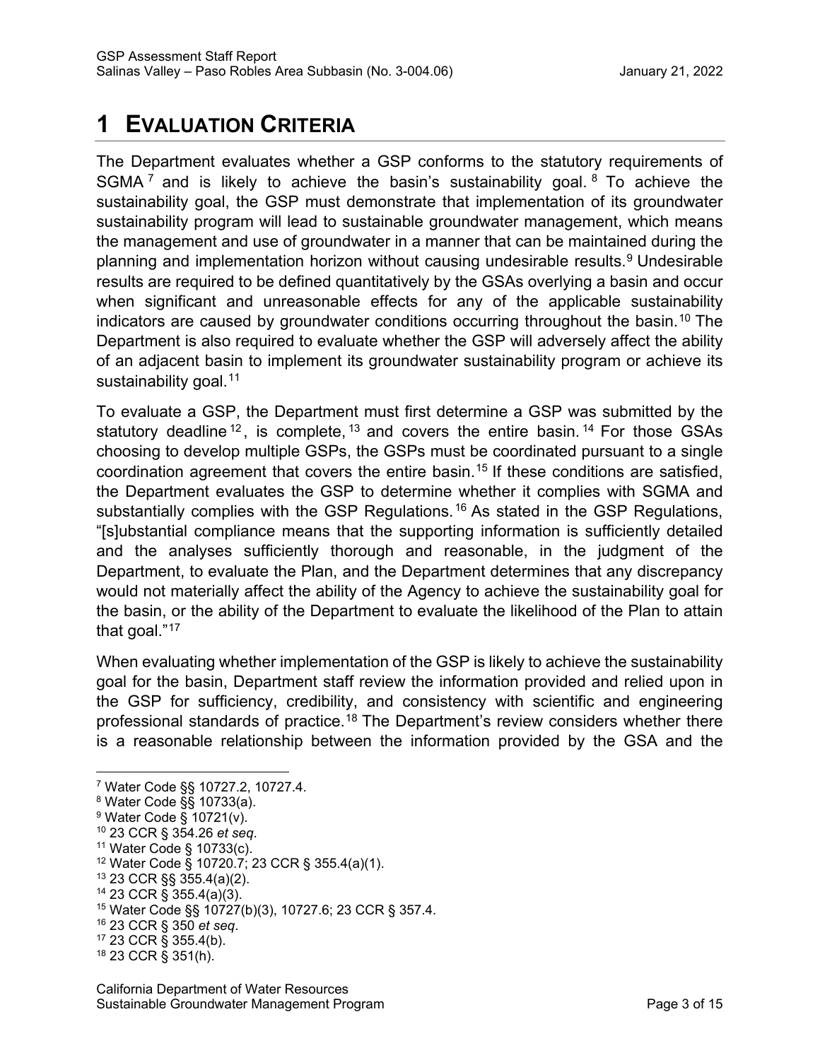# 1 EVALUATION CRITERIA

The Department evaluates whether a GSP conforms to the statutory requirements of SGMA[7] and is likely to achieve the basin's sustainability goal.[8] To achieve the sustainability goal, the GSP must demonstrate that implementation of its groundwater sustainability program will lead to sustainable groundwater management, which means the management and use of groundwater in a manner that can be maintained during the planning and implementation horizon without causing undesirable results.[9] Undesirable results are required to be defined quantitatively by the GSAs overlying a basin and occur when significant and unreasonable effects for any of the applicable sustainability indicators are caused by groundwater conditions occurring throughout the basin.[10] The Department is also required to evaluate whether the GSP will adversely affect the ability of an adjacent basin to implement its groundwater sustainability program or achieve its sustainability goal.[11]

To evaluate a GSP, the Department must first determine a GSP was submitted by the statutory deadline[12], is complete,[13] and covers the entire basin.[14] For those GSAs choosing to develop multiple GSPs, the GSPs must be coordinated pursuant to a single coordination agreement that covers the entire basin.[15] If these conditions are satisfied, the Department evaluates the GSP to determine whether it complies with SGMA and substantially complies with the GSP Regulations.[16] As stated in the GSP Regulations, "[s]ubstantial compliance means that the supporting information is sufficiently detailed and the analyses sufficiently thorough and reasonable, in the judgment of the Department, to evaluate the Plan, and the Department determines that any discrepancy would not materially affect the ability of the Agency to achieve the sustainability goal for the basin, or the ability of the Department to evaluate the likelihood of the Plan to attain that goal."[17]

When evaluating whether implementation of the GSP is likely to achieve the sustainability goal for the basin, Department staff review the information provided and relied upon in the GSP for sufficiency, credibility, and consistency with scientific and engineering professional standards of practice.[18] The Department's review considers whether there is a reasonable relationship between the information provided by the GSA and the

---

[7] Water Code §§ 10727.2, 10727.4.
[8] Water Code §§ 10733(a).
[9] Water Code § 10721(v).
[10] 23 CCR § 354.26 *et seq*.
[11] Water Code § 10733(c).
[12] Water Code § 10720.7; 23 CCR § 355.4(a)(1).
[13] 23 CCR §§ 355.4(a)(2).
[14] 23 CCR § 355.4(a)(3).
[15] Water Code §§ 10727(b)(3), 10727.6; 23 CCR § 357.4.
[16] 23 CCR § 350 *et seq*.
[17] 23 CCR § 355.4(b).
[18] 23 CCR § 351(h).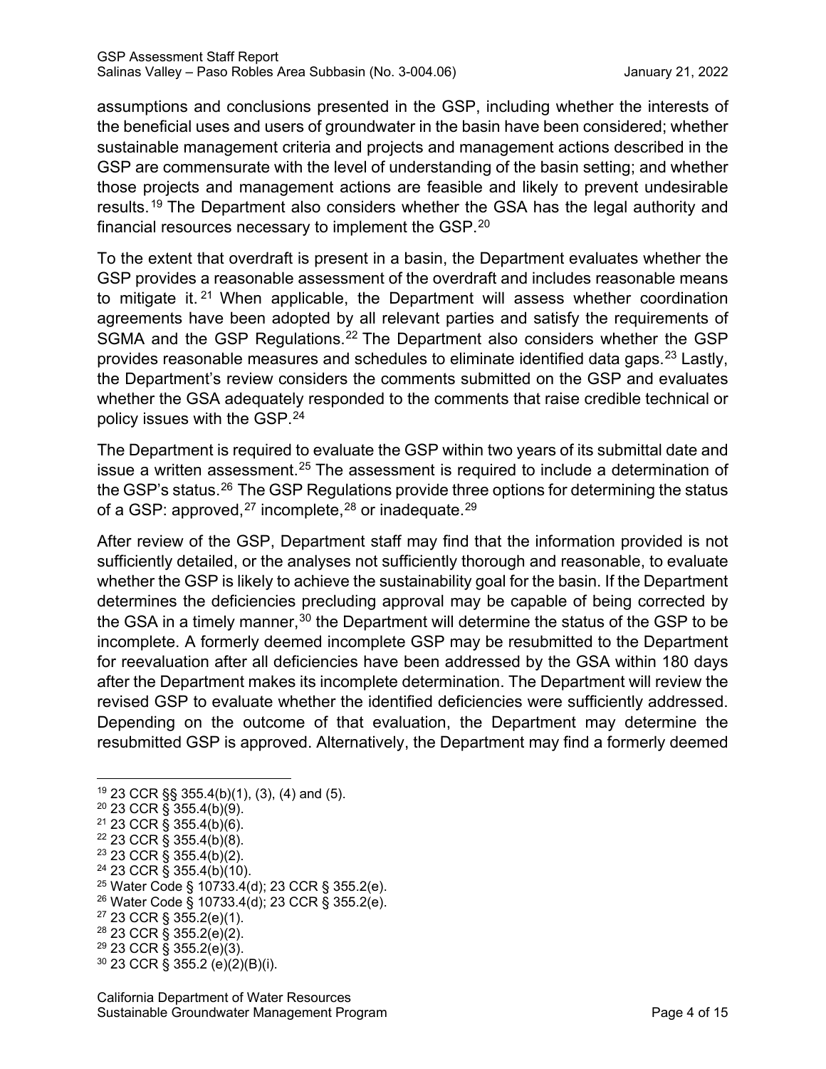assumptions and conclusions presented in the GSP, including whether the interests of the beneficial uses and users of groundwater in the basin have been considered; whether sustainable management criteria and projects and management actions described in the GSP are commensurate with the level of understanding of the basin setting; and whether those projects and management actions are feasible and likely to prevent undesirable results.[19] The Department also considers whether the GSA has the legal authority and financial resources necessary to implement the GSP.[20]

To the extent that overdraft is present in a basin, the Department evaluates whether the GSP provides a reasonable assessment of the overdraft and includes reasonable means to mitigate it.[21] When applicable, the Department will assess whether coordination agreements have been adopted by all relevant parties and satisfy the requirements of SGMA and the GSP Regulations.[22] The Department also considers whether the GSP provides reasonable measures and schedules to eliminate identified data gaps.[23] Lastly, the Department's review considers the comments submitted on the GSP and evaluates whether the GSA adequately responded to the comments that raise credible technical or policy issues with the GSP.[24]

The Department is required to evaluate the GSP within two years of its submittal date and issue a written assessment.[25] The assessment is required to include a determination of the GSP's status.[26] The GSP Regulations provide three options for determining the status of a GSP: approved,[27] incomplete,[28] or inadequate.[29]

After review of the GSP, Department staff may find that the information provided is not sufficiently detailed, or the analyses not sufficiently thorough and reasonable, to evaluate whether the GSP is likely to achieve the sustainability goal for the basin. If the Department determines the deficiencies precluding approval may be capable of being corrected by the GSA in a timely manner,[30] the Department will determine the status of the GSP to be incomplete. A formerly deemed incomplete GSP may be resubmitted to the Department for reevaluation after all deficiencies have been addressed by the GSA within 180 days after the Department makes its incomplete determination. The Department will review the revised GSP to evaluate whether the identified deficiencies were sufficiently addressed. Depending on the outcome of that evaluation, the Department may determine the resubmitted GSP is approved. Alternatively, the Department may find a formerly deemed

---

[19] 23 CCR §§ 355.4(b)(1), (3), (4) and (5).
[20] 23 CCR § 355.4(b)(9).
[21] 23 CCR § 355.4(b)(6).
[22] 23 CCR § 355.4(b)(8).
[23] 23 CCR § 355.4(b)(2).
[24] 23 CCR § 355.4(b)(10).
[25] Water Code § 10733.4(d); 23 CCR § 355.2(e).
[26] Water Code § 10733.4(d); 23 CCR § 355.2(e).
[27] 23 CCR § 355.2(e)(1).
[28] 23 CCR § 355.2(e)(2).
[29] 23 CCR § 355.2(e)(3).
[30] 23 CCR § 355.2 (e)(2)(B)(i).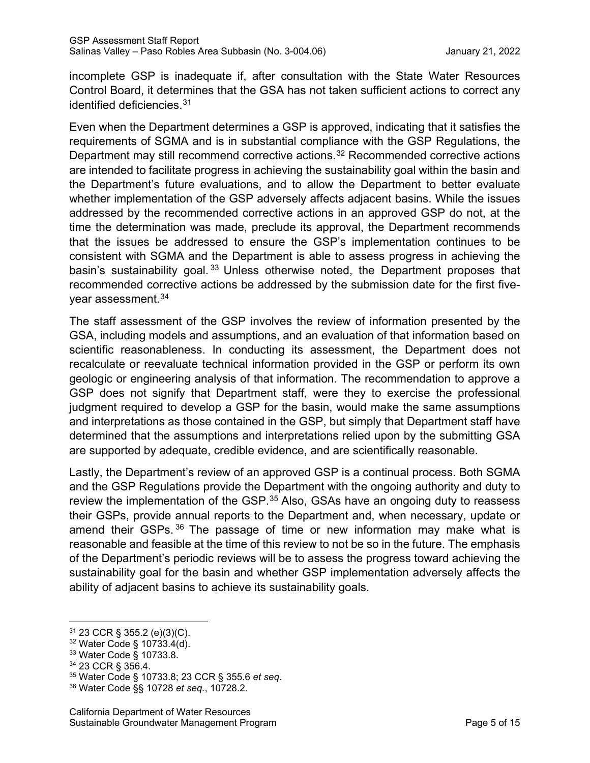incomplete GSP is inadequate if, after consultation with the State Water Resources Control Board, it determines that the GSA has not taken sufficient actions to correct any identified deficiencies.[31]

Even when the Department determines a GSP is approved, indicating that it satisfies the requirements of SGMA and is in substantial compliance with the GSP Regulations, the Department may still recommend corrective actions.[32] Recommended corrective actions are intended to facilitate progress in achieving the sustainability goal within the basin and the Department's future evaluations, and to allow the Department to better evaluate whether implementation of the GSP adversely affects adjacent basins. While the issues addressed by the recommended corrective actions in an approved GSP do not, at the time the determination was made, preclude its approval, the Department recommends that the issues be addressed to ensure the GSP's implementation continues to be consistent with SGMA and the Department is able to assess progress in achieving the basin's sustainability goal.[33] Unless otherwise noted, the Department proposes that recommended corrective actions be addressed by the submission date for the first five-year assessment.[34]

The staff assessment of the GSP involves the review of information presented by the GSA, including models and assumptions, and an evaluation of that information based on scientific reasonableness. In conducting its assessment, the Department does not recalculate or reevaluate technical information provided in the GSP or perform its own geologic or engineering analysis of that information. The recommendation to approve a GSP does not signify that Department staff, were they to exercise the professional judgment required to develop a GSP for the basin, would make the same assumptions and interpretations as those contained in the GSP, but simply that Department staff have determined that the assumptions and interpretations relied upon by the submitting GSA are supported by adequate, credible evidence, and are scientifically reasonable.

Lastly, the Department's review of an approved GSP is a continual process. Both SGMA and the GSP Regulations provide the Department with the ongoing authority and duty to review the implementation of the GSP.[35] Also, GSAs have an ongoing duty to reassess their GSPs, provide annual reports to the Department and, when necessary, update or amend their GSPs.[36] The passage of time or new information may make what is reasonable and feasible at the time of this review to not be so in the future. The emphasis of the Department's periodic reviews will be to assess the progress toward achieving the sustainability goal for the basin and whether GSP implementation adversely affects the ability of adjacent basins to achieve its sustainability goals.

---

[31] 23 CCR § 355.2 (e)(3)(C).

[32] Water Code § 10733.4(d).

[33] Water Code § 10733.8.

[34] 23 CCR § 356.4.

[35] Water Code § 10733.8; 23 CCR § 355.6 *et seq*.

[36] Water Code §§ 10728 *et seq.*, 10728.2.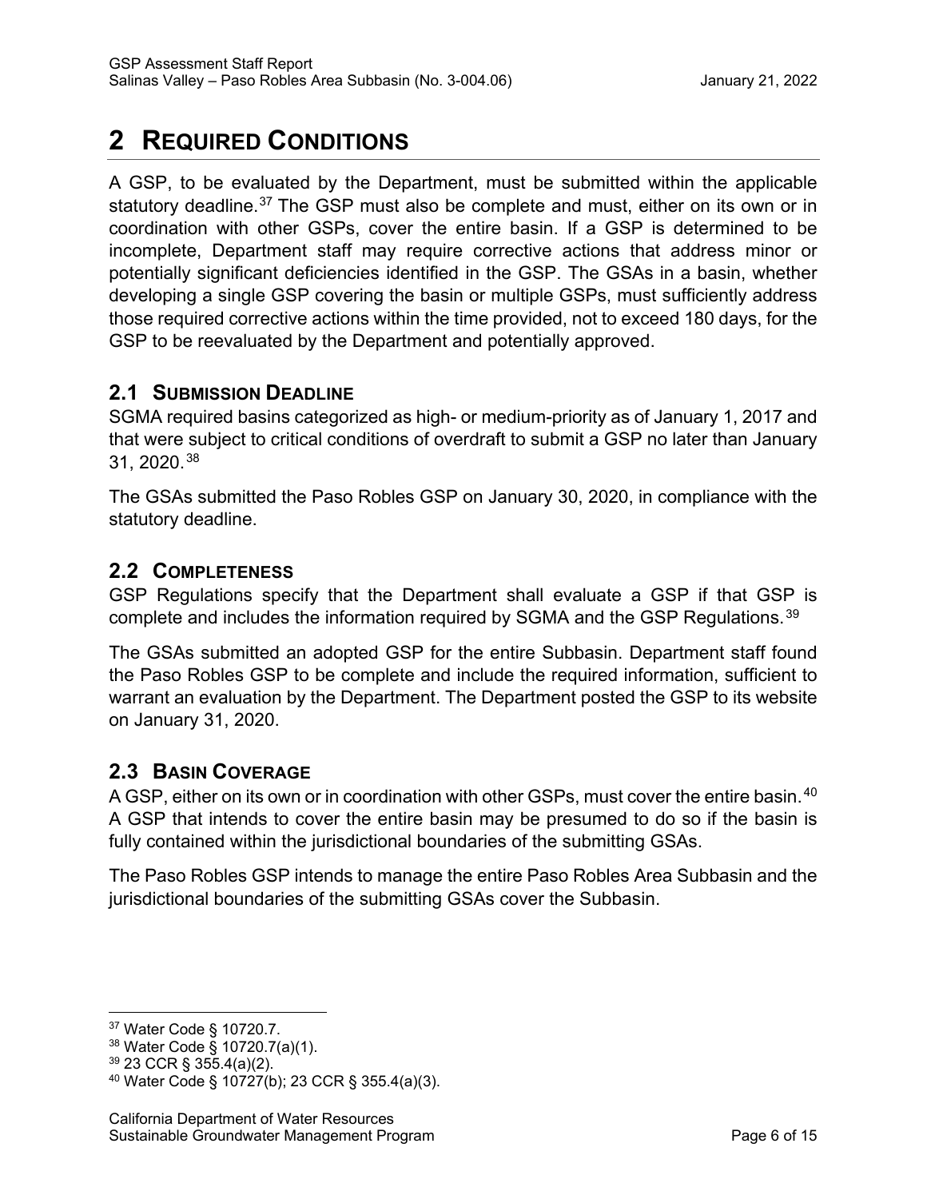# 2 Required Conditions

A GSP, to be evaluated by the Department, must be submitted within the applicable statutory deadline.[37] The GSP must also be complete and must, either on its own or in coordination with other GSPs, cover the entire basin. If a GSP is determined to be incomplete, Department staff may require corrective actions that address minor or potentially significant deficiencies identified in the GSP. The GSAs in a basin, whether developing a single GSP covering the basin or multiple GSPs, must sufficiently address those required corrective actions within the time provided, not to exceed 180 days, for the GSP to be reevaluated by the Department and potentially approved.

## 2.1 Submission Deadline

SGMA required basins categorized as high- or medium-priority as of January 1, 2017 and that were subject to critical conditions of overdraft to submit a GSP no later than January 31, 2020.[38]

The GSAs submitted the Paso Robles GSP on January 30, 2020, in compliance with the statutory deadline.

## 2.2 Completeness

GSP Regulations specify that the Department shall evaluate a GSP if that GSP is complete and includes the information required by SGMA and the GSP Regulations.[39]

The GSAs submitted an adopted GSP for the entire Subbasin. Department staff found the Paso Robles GSP to be complete and include the required information, sufficient to warrant an evaluation by the Department. The Department posted the GSP to its website on January 31, 2020.

## 2.3 Basin Coverage

A GSP, either on its own or in coordination with other GSPs, must cover the entire basin.[40] A GSP that intends to cover the entire basin may be presumed to do so if the basin is fully contained within the jurisdictional boundaries of the submitting GSAs.

The Paso Robles GSP intends to manage the entire Paso Robles Area Subbasin and the jurisdictional boundaries of the submitting GSAs cover the Subbasin.

---

[37] Water Code § 10720.7.

[38] Water Code § 10720.7(a)(1).

[39] 23 CCR § 355.4(a)(2).

[40] Water Code § 10727(b); 23 CCR § 355.4(a)(3).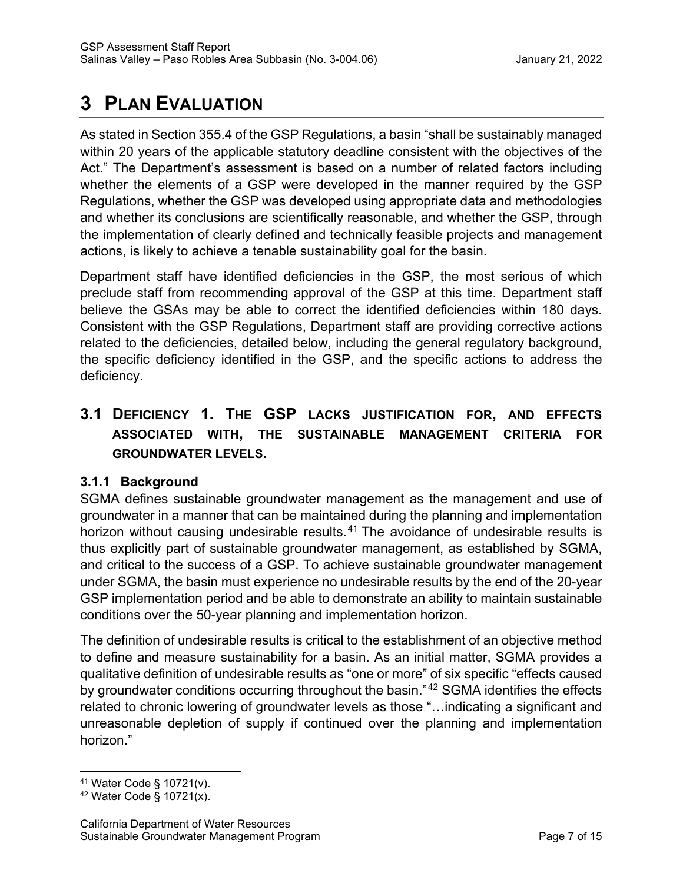# 3 Plan Evaluation

As stated in Section 355.4 of the GSP Regulations, a basin "shall be sustainably managed within 20 years of the applicable statutory deadline consistent with the objectives of the Act." The Department's assessment is based on a number of related factors including whether the elements of a GSP were developed in the manner required by the GSP Regulations, whether the GSP was developed using appropriate data and methodologies and whether its conclusions are scientifically reasonable, and whether the GSP, through the implementation of clearly defined and technically feasible projects and management actions, is likely to achieve a tenable sustainability goal for the basin.

Department staff have identified deficiencies in the GSP, the most serious of which preclude staff from recommending approval of the GSP at this time. Department staff believe the GSAs may be able to correct the identified deficiencies within 180 days. Consistent with the GSP Regulations, Department staff are providing corrective actions related to the deficiencies, detailed below, including the general regulatory background, the specific deficiency identified in the GSP, and the specific actions to address the deficiency.

## 3.1 Deficiency 1. The GSP lacks justification for, and effects associated with, the sustainable management criteria for groundwater levels.

### 3.1.1 Background

SGMA defines sustainable groundwater management as the management and use of groundwater in a manner that can be maintained during the planning and implementation horizon without causing undesirable results.[41] The avoidance of undesirable results is thus explicitly part of sustainable groundwater management, as established by SGMA, and critical to the success of a GSP. To achieve sustainable groundwater management under SGMA, the basin must experience no undesirable results by the end of the 20-year GSP implementation period and be able to demonstrate an ability to maintain sustainable conditions over the 50-year planning and implementation horizon.

The definition of undesirable results is critical to the establishment of an objective method to define and measure sustainability for a basin. As an initial matter, SGMA provides a qualitative definition of undesirable results as "one or more" of six specific "effects caused by groundwater conditions occurring throughout the basin."[42] SGMA identifies the effects related to chronic lowering of groundwater levels as those "…indicating a significant and unreasonable depletion of supply if continued over the planning and implementation horizon."

[41] Water Code § 10721(v).

[42] Water Code § 10721(x).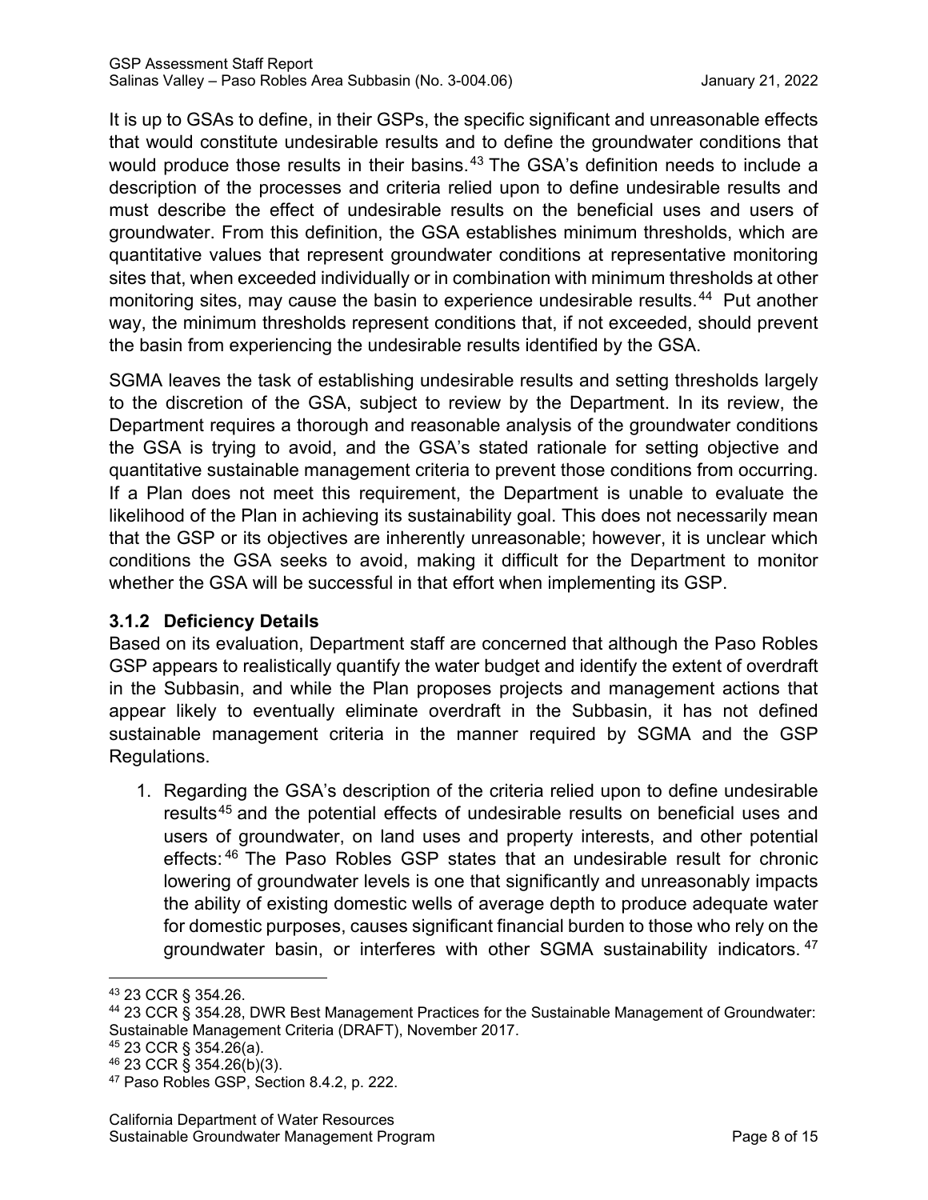It is up to GSAs to define, in their GSPs, the specific significant and unreasonable effects that would constitute undesirable results and to define the groundwater conditions that would produce those results in their basins.[43] The GSA's definition needs to include a description of the processes and criteria relied upon to define undesirable results and must describe the effect of undesirable results on the beneficial uses and users of groundwater. From this definition, the GSA establishes minimum thresholds, which are quantitative values that represent groundwater conditions at representative monitoring sites that, when exceeded individually or in combination with minimum thresholds at other monitoring sites, may cause the basin to experience undesirable results.[44] Put another way, the minimum thresholds represent conditions that, if not exceeded, should prevent the basin from experiencing the undesirable results identified by the GSA.

SGMA leaves the task of establishing undesirable results and setting thresholds largely to the discretion of the GSA, subject to review by the Department. In its review, the Department requires a thorough and reasonable analysis of the groundwater conditions the GSA is trying to avoid, and the GSA's stated rationale for setting objective and quantitative sustainable management criteria to prevent those conditions from occurring. If a Plan does not meet this requirement, the Department is unable to evaluate the likelihood of the Plan in achieving its sustainability goal. This does not necessarily mean that the GSP or its objectives are inherently unreasonable; however, it is unclear which conditions the GSA seeks to avoid, making it difficult for the Department to monitor whether the GSA will be successful in that effort when implementing its GSP.

### 3.1.2 Deficiency Details

Based on its evaluation, Department staff are concerned that although the Paso Robles GSP appears to realistically quantify the water budget and identify the extent of overdraft in the Subbasin, and while the Plan proposes projects and management actions that appear likely to eventually eliminate overdraft in the Subbasin, it has not defined sustainable management criteria in the manner required by SGMA and the GSP Regulations.

1. Regarding the GSA's description of the criteria relied upon to define undesirable results[45] and the potential effects of undesirable results on beneficial uses and users of groundwater, on land uses and property interests, and other potential effects:[46] The Paso Robles GSP states that an undesirable result for chronic lowering of groundwater levels is one that significantly and unreasonably impacts the ability of existing domestic wells of average depth to produce adequate water for domestic purposes, causes significant financial burden to those who rely on the groundwater basin, or interferes with other SGMA sustainability indicators.[47]

---

[43] 23 CCR § 354.26.

[44] 23 CCR § 354.28, DWR Best Management Practices for the Sustainable Management of Groundwater: Sustainable Management Criteria (DRAFT), November 2017.

[45] 23 CCR § 354.26(a).

[46] 23 CCR § 354.26(b)(3).

[47] Paso Robles GSP, Section 8.4.2, p. 222.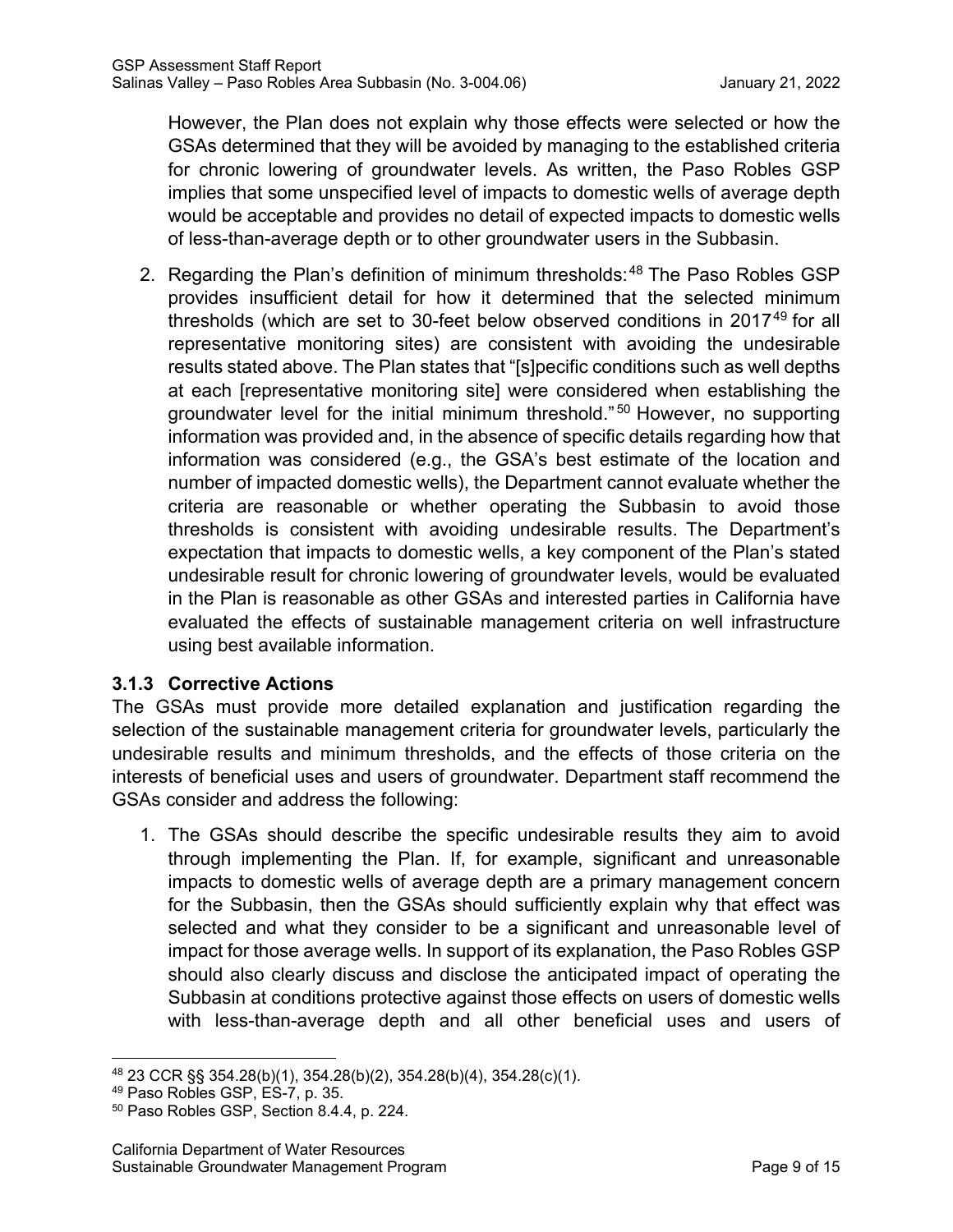However, the Plan does not explain why those effects were selected or how the GSAs determined that they will be avoided by managing to the established criteria for chronic lowering of groundwater levels. As written, the Paso Robles GSP implies that some unspecified level of impacts to domestic wells of average depth would be acceptable and provides no detail of expected impacts to domestic wells of less-than-average depth or to other groundwater users in the Subbasin.

2. Regarding the Plan's definition of minimum thresholds:[48] The Paso Robles GSP provides insufficient detail for how it determined that the selected minimum thresholds (which are set to 30-feet below observed conditions in 2017[49] for all representative monitoring sites) are consistent with avoiding the undesirable results stated above. The Plan states that "[s]pecific conditions such as well depths at each [representative monitoring site] were considered when establishing the groundwater level for the initial minimum threshold."[50] However, no supporting information was provided and, in the absence of specific details regarding how that information was considered (e.g., the GSA's best estimate of the location and number of impacted domestic wells), the Department cannot evaluate whether the criteria are reasonable or whether operating the Subbasin to avoid those thresholds is consistent with avoiding undesirable results. The Department's expectation that impacts to domestic wells, a key component of the Plan's stated undesirable result for chronic lowering of groundwater levels, would be evaluated in the Plan is reasonable as other GSAs and interested parties in California have evaluated the effects of sustainable management criteria on well infrastructure using best available information.

### 3.1.3 Corrective Actions

The GSAs must provide more detailed explanation and justification regarding the selection of the sustainable management criteria for groundwater levels, particularly the undesirable results and minimum thresholds, and the effects of those criteria on the interests of beneficial uses and users of groundwater. Department staff recommend the GSAs consider and address the following:

1. The GSAs should describe the specific undesirable results they aim to avoid through implementing the Plan. If, for example, significant and unreasonable impacts to domestic wells of average depth are a primary management concern for the Subbasin, then the GSAs should sufficiently explain why that effect was selected and what they consider to be a significant and unreasonable level of impact for those average wells. In support of its explanation, the Paso Robles GSP should also clearly discuss and disclose the anticipated impact of operating the Subbasin at conditions protective against those effects on users of domestic wells with less-than-average depth and all other beneficial uses and users of

[48] 23 CCR §§ 354.28(b)(1), 354.28(b)(2), 354.28(b)(4), 354.28(c)(1).

[49] Paso Robles GSP, ES-7, p. 35.

[50] Paso Robles GSP, Section 8.4.4, p. 224.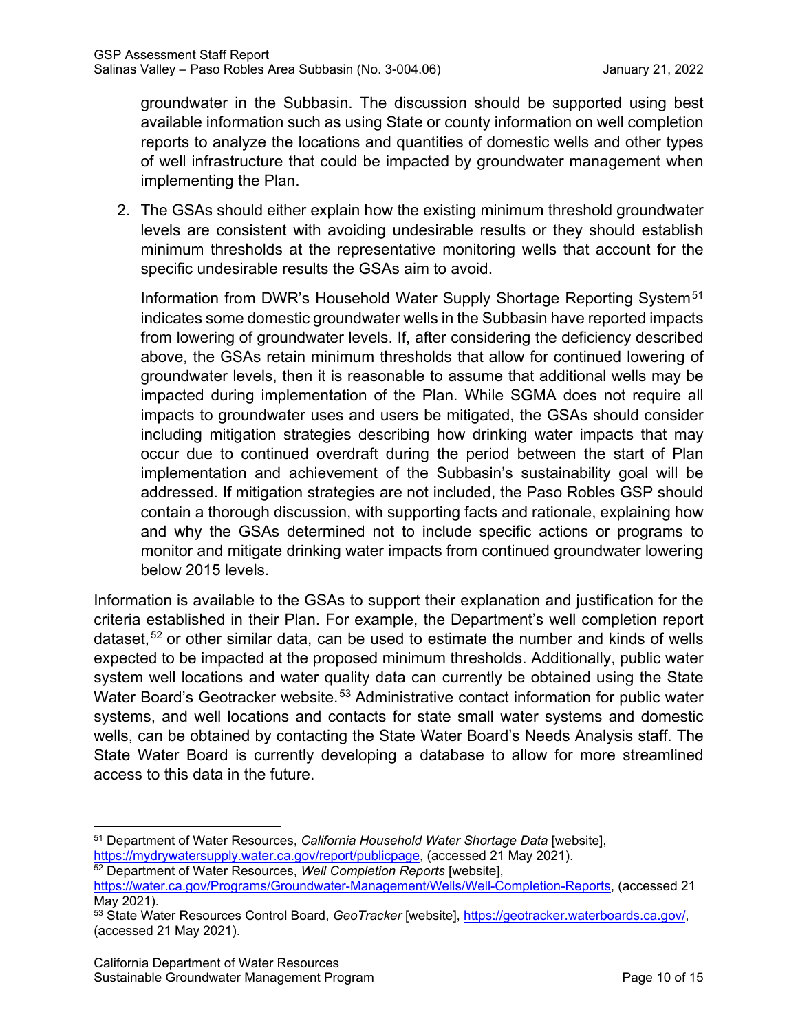groundwater in the Subbasin. The discussion should be supported using best available information such as using State or county information on well completion reports to analyze the locations and quantities of domestic wells and other types of well infrastructure that could be impacted by groundwater management when implementing the Plan.

2. The GSAs should either explain how the existing minimum threshold groundwater levels are consistent with avoiding undesirable results or they should establish minimum thresholds at the representative monitoring wells that account for the specific undesirable results the GSAs aim to avoid.

   Information from DWR's Household Water Supply Shortage Reporting System[51] indicates some domestic groundwater wells in the Subbasin have reported impacts from lowering of groundwater levels. If, after considering the deficiency described above, the GSAs retain minimum thresholds that allow for continued lowering of groundwater levels, then it is reasonable to assume that additional wells may be impacted during implementation of the Plan. While SGMA does not require all impacts to groundwater uses and users be mitigated, the GSAs should consider including mitigation strategies describing how drinking water impacts that may occur due to continued overdraft during the period between the start of Plan implementation and achievement of the Subbasin's sustainability goal will be addressed. If mitigation strategies are not included, the Paso Robles GSP should contain a thorough discussion, with supporting facts and rationale, explaining how and why the GSAs determined not to include specific actions or programs to monitor and mitigate drinking water impacts from continued groundwater lowering below 2015 levels.

Information is available to the GSAs to support their explanation and justification for the criteria established in their Plan. For example, the Department's well completion report dataset,[52] or other similar data, can be used to estimate the number and kinds of wells expected to be impacted at the proposed minimum thresholds. Additionally, public water system well locations and water quality data can currently be obtained using the State Water Board's Geotracker website.[53] Administrative contact information for public water systems, and well locations and contacts for state small water systems and domestic wells, can be obtained by contacting the State Water Board's Needs Analysis staff. The State Water Board is currently developing a database to allow for more streamlined access to this data in the future.

---

[51] Department of Water Resources, *California Household Water Shortage Data* [website], https://mydrywatersupply.water.ca.gov/report/publicpage, (accessed 21 May 2021).

[52] Department of Water Resources, *Well Completion Reports* [website], https://water.ca.gov/Programs/Groundwater-Management/Wells/Well-Completion-Reports, (accessed 21 May 2021).

[53] State Water Resources Control Board, *GeoTracker* [website], https://geotracker.waterboards.ca.gov/, (accessed 21 May 2021).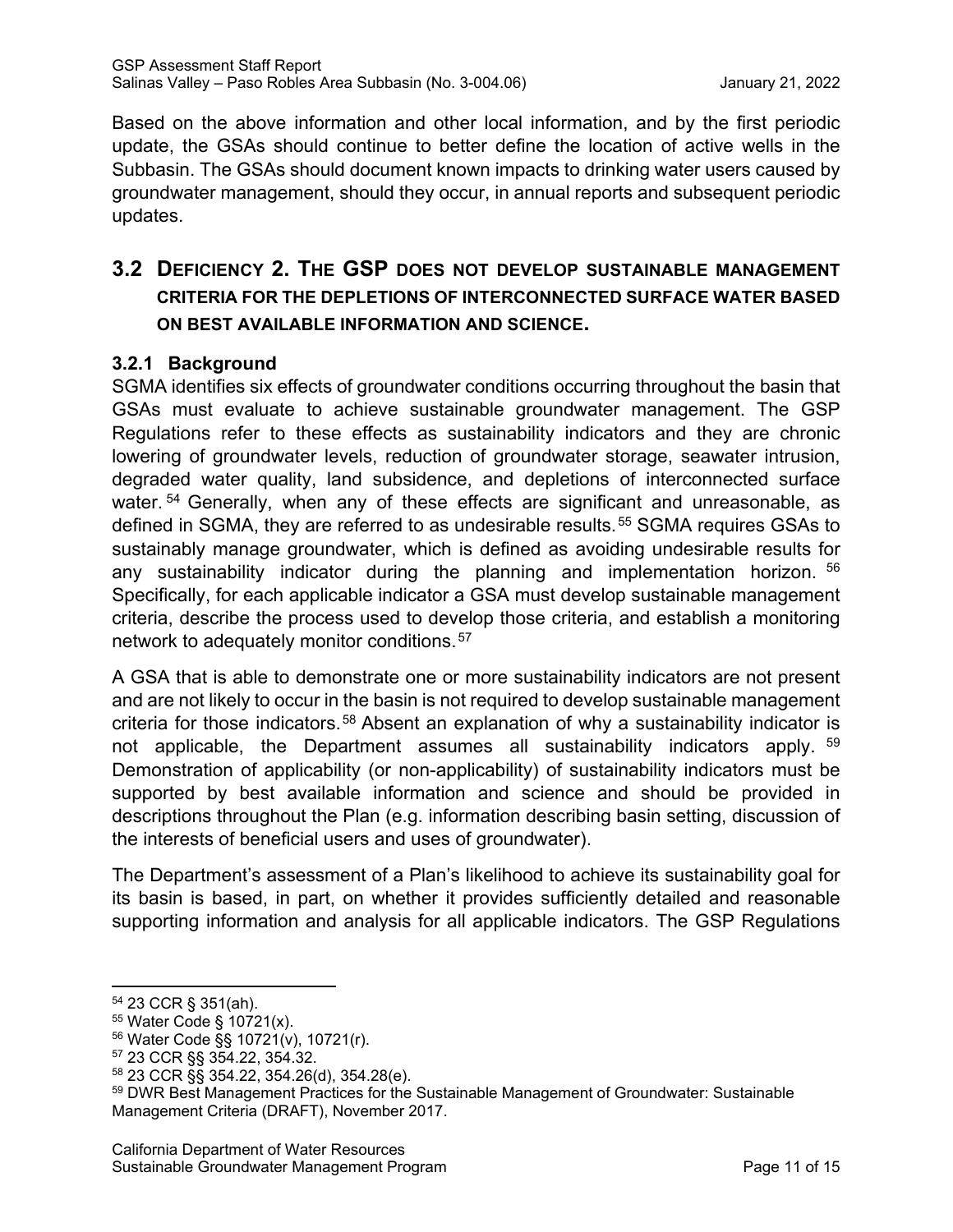Based on the above information and other local information, and by the first periodic update, the GSAs should continue to better define the location of active wells in the Subbasin. The GSAs should document known impacts to drinking water users caused by groundwater management, should they occur, in annual reports and subsequent periodic updates.

## 3.2 Deficiency 2. The GSP does not develop sustainable management criteria for the depletions of interconnected surface water based on best available information and science.

### 3.2.1 Background

SGMA identifies six effects of groundwater conditions occurring throughout the basin that GSAs must evaluate to achieve sustainable groundwater management. The GSP Regulations refer to these effects as sustainability indicators and they are chronic lowering of groundwater levels, reduction of groundwater storage, seawater intrusion, degraded water quality, land subsidence, and depletions of interconnected surface water.[54] Generally, when any of these effects are significant and unreasonable, as defined in SGMA, they are referred to as undesirable results.[55] SGMA requires GSAs to sustainably manage groundwater, which is defined as avoiding undesirable results for any sustainability indicator during the planning and implementation horizon.[56] Specifically, for each applicable indicator a GSA must develop sustainable management criteria, describe the process used to develop those criteria, and establish a monitoring network to adequately monitor conditions.[57]

A GSA that is able to demonstrate one or more sustainability indicators are not present and are not likely to occur in the basin is not required to develop sustainable management criteria for those indicators.[58] Absent an explanation of why a sustainability indicator is not applicable, the Department assumes all sustainability indicators apply.[59] Demonstration of applicability (or non-applicability) of sustainability indicators must be supported by best available information and science and should be provided in descriptions throughout the Plan (e.g. information describing basin setting, discussion of the interests of beneficial users and uses of groundwater).

The Department's assessment of a Plan's likelihood to achieve its sustainability goal for its basin is based, in part, on whether it provides sufficiently detailed and reasonable supporting information and analysis for all applicable indicators. The GSP Regulations

---

[54] 23 CCR § 351(ah).

[55] Water Code § 10721(x).

[56] Water Code §§ 10721(v), 10721(r).

[57] 23 CCR §§ 354.22, 354.32.

[58] 23 CCR §§ 354.22, 354.26(d), 354.28(e).

[59] DWR Best Management Practices for the Sustainable Management of Groundwater: Sustainable Management Criteria (DRAFT), November 2017.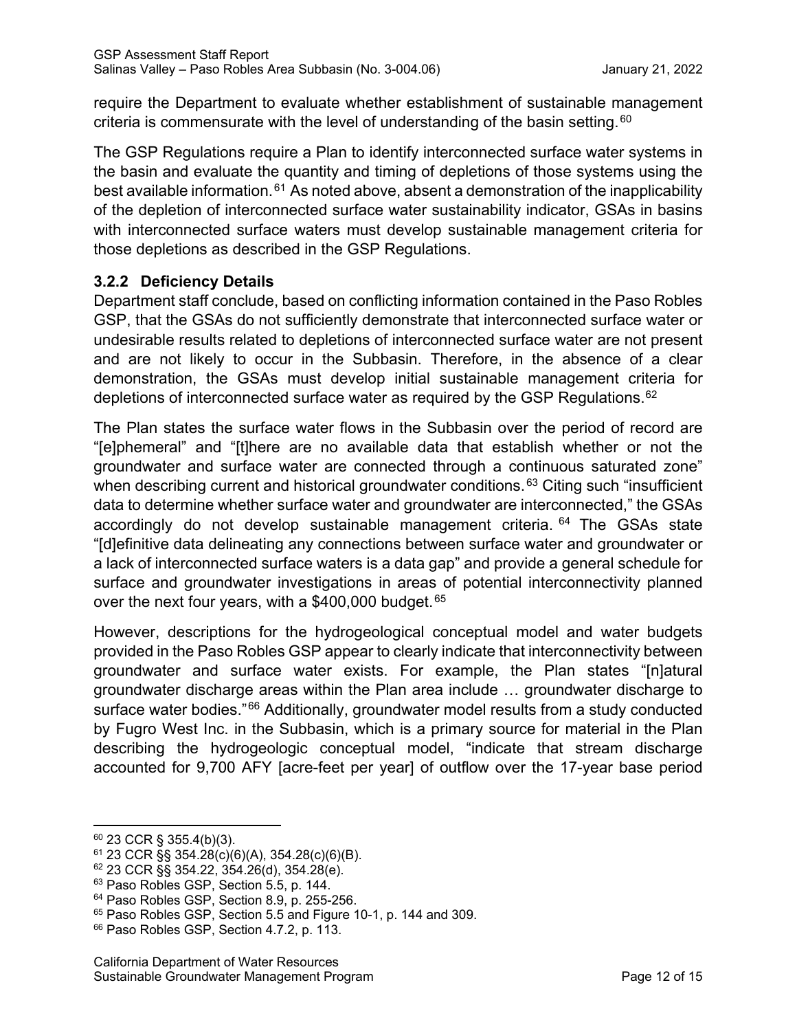require the Department to evaluate whether establishment of sustainable management criteria is commensurate with the level of understanding of the basin setting.[60]

The GSP Regulations require a Plan to identify interconnected surface water systems in the basin and evaluate the quantity and timing of depletions of those systems using the best available information.[61] As noted above, absent a demonstration of the inapplicability of the depletion of interconnected surface water sustainability indicator, GSAs in basins with interconnected surface waters must develop sustainable management criteria for those depletions as described in the GSP Regulations.

### 3.2.2 Deficiency Details

Department staff conclude, based on conflicting information contained in the Paso Robles GSP, that the GSAs do not sufficiently demonstrate that interconnected surface water or undesirable results related to depletions of interconnected surface water are not present and are not likely to occur in the Subbasin. Therefore, in the absence of a clear demonstration, the GSAs must develop initial sustainable management criteria for depletions of interconnected surface water as required by the GSP Regulations.[62]

The Plan states the surface water flows in the Subbasin over the period of record are "[e]phemeral" and "[t]here are no available data that establish whether or not the groundwater and surface water are connected through a continuous saturated zone" when describing current and historical groundwater conditions.[63] Citing such "insufficient data to determine whether surface water and groundwater are interconnected," the GSAs accordingly do not develop sustainable management criteria.[64] The GSAs state "[d]efinitive data delineating any connections between surface water and groundwater or a lack of interconnected surface waters is a data gap" and provide a general schedule for surface and groundwater investigations in areas of potential interconnectivity planned over the next four years, with a $400,000 budget.[65]

However, descriptions for the hydrogeological conceptual model and water budgets provided in the Paso Robles GSP appear to clearly indicate that interconnectivity between groundwater and surface water exists. For example, the Plan states "[n]atural groundwater discharge areas within the Plan area include … groundwater discharge to surface water bodies."[66] Additionally, groundwater model results from a study conducted by Fugro West Inc. in the Subbasin, which is a primary source for material in the Plan describing the hydrogeologic conceptual model, "indicate that stream discharge accounted for 9,700 AFY [acre-feet per year] of outflow over the 17-year base period

---

[60] 23 CCR § 355.4(b)(3).
[61] 23 CCR §§ 354.28(c)(6)(A), 354.28(c)(6)(B).
[62] 23 CCR §§ 354.22, 354.26(d), 354.28(e).
[63] Paso Robles GSP, Section 5.5, p. 144.
[64] Paso Robles GSP, Section 8.9, p. 255-256.
[65] Paso Robles GSP, Section 5.5 and Figure 10-1, p. 144 and 309.
[66] Paso Robles GSP, Section 4.7.2, p. 113.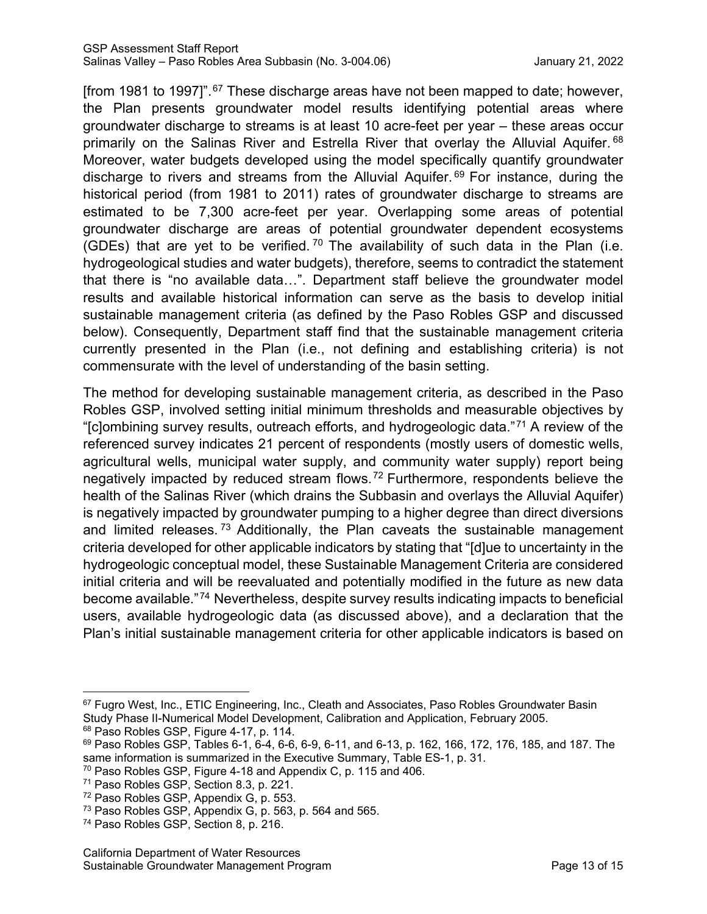[from 1981 to 1997]".[67] These discharge areas have not been mapped to date; however, the Plan presents groundwater model results identifying potential areas where groundwater discharge to streams is at least 10 acre-feet per year – these areas occur primarily on the Salinas River and Estrella River that overlay the Alluvial Aquifer.[68] Moreover, water budgets developed using the model specifically quantify groundwater discharge to rivers and streams from the Alluvial Aquifer.[69] For instance, during the historical period (from 1981 to 2011) rates of groundwater discharge to streams are estimated to be 7,300 acre-feet per year. Overlapping some areas of potential groundwater discharge are areas of potential groundwater dependent ecosystems (GDEs) that are yet to be verified.[70] The availability of such data in the Plan (i.e. hydrogeological studies and water budgets), therefore, seems to contradict the statement that there is "no available data…". Department staff believe the groundwater model results and available historical information can serve as the basis to develop initial sustainable management criteria (as defined by the Paso Robles GSP and discussed below). Consequently, Department staff find that the sustainable management criteria currently presented in the Plan (i.e., not defining and establishing criteria) is not commensurate with the level of understanding of the basin setting.

The method for developing sustainable management criteria, as described in the Paso Robles GSP, involved setting initial minimum thresholds and measurable objectives by "[c]ombining survey results, outreach efforts, and hydrogeologic data."[71] A review of the referenced survey indicates 21 percent of respondents (mostly users of domestic wells, agricultural wells, municipal water supply, and community water supply) report being negatively impacted by reduced stream flows.[72] Furthermore, respondents believe the health of the Salinas River (which drains the Subbasin and overlays the Alluvial Aquifer) is negatively impacted by groundwater pumping to a higher degree than direct diversions and limited releases.[73] Additionally, the Plan caveats the sustainable management criteria developed for other applicable indicators by stating that "[d]ue to uncertainty in the hydrogeologic conceptual model, these Sustainable Management Criteria are considered initial criteria and will be reevaluated and potentially modified in the future as new data become available."[74] Nevertheless, despite survey results indicating impacts to beneficial users, available hydrogeologic data (as discussed above), and a declaration that the Plan's initial sustainable management criteria for other applicable indicators is based on

---

[67] Fugro West, Inc., ETIC Engineering, Inc., Cleath and Associates, Paso Robles Groundwater Basin Study Phase II-Numerical Model Development, Calibration and Application, February 2005.

[68] Paso Robles GSP, Figure 4-17, p. 114.

[69] Paso Robles GSP, Tables 6-1, 6-4, 6-6, 6-9, 6-11, and 6-13, p. 162, 166, 172, 176, 185, and 187. The same information is summarized in the Executive Summary, Table ES-1, p. 31.

[70] Paso Robles GSP, Figure 4-18 and Appendix C, p. 115 and 406.

[71] Paso Robles GSP, Section 8.3, p. 221.

[72] Paso Robles GSP, Appendix G, p. 553.

[73] Paso Robles GSP, Appendix G, p. 563, p. 564 and 565.

[74] Paso Robles GSP, Section 8, p. 216.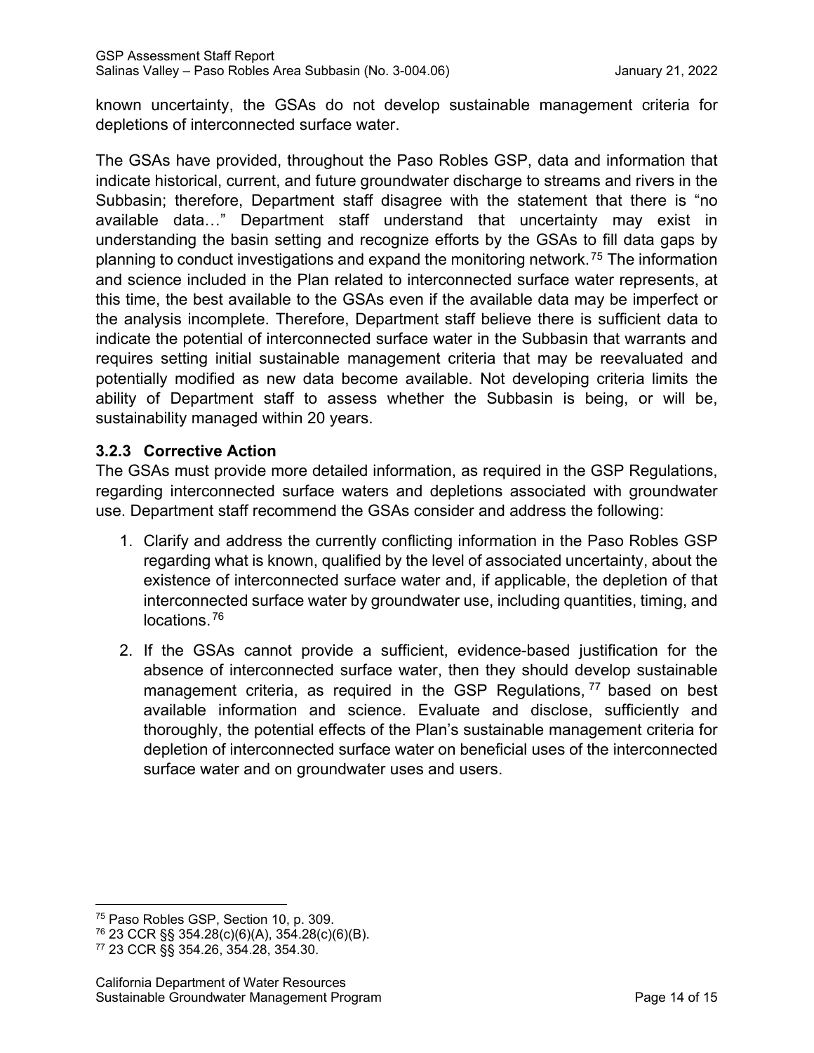known uncertainty, the GSAs do not develop sustainable management criteria for depletions of interconnected surface water.

The GSAs have provided, throughout the Paso Robles GSP, data and information that indicate historical, current, and future groundwater discharge to streams and rivers in the Subbasin; therefore, Department staff disagree with the statement that there is "no available data…" Department staff understand that uncertainty may exist in understanding the basin setting and recognize efforts by the GSAs to fill data gaps by planning to conduct investigations and expand the monitoring network.[75] The information and science included in the Plan related to interconnected surface water represents, at this time, the best available to the GSAs even if the available data may be imperfect or the analysis incomplete. Therefore, Department staff believe there is sufficient data to indicate the potential of interconnected surface water in the Subbasin that warrants and requires setting initial sustainable management criteria that may be reevaluated and potentially modified as new data become available. Not developing criteria limits the ability of Department staff to assess whether the Subbasin is being, or will be, sustainability managed within 20 years.

### 3.2.3 Corrective Action

The GSAs must provide more detailed information, as required in the GSP Regulations, regarding interconnected surface waters and depletions associated with groundwater use. Department staff recommend the GSAs consider and address the following:

1. Clarify and address the currently conflicting information in the Paso Robles GSP regarding what is known, qualified by the level of associated uncertainty, about the existence of interconnected surface water and, if applicable, the depletion of that interconnected surface water by groundwater use, including quantities, timing, and locations.[76]
2. If the GSAs cannot provide a sufficient, evidence-based justification for the absence of interconnected surface water, then they should develop sustainable management criteria, as required in the GSP Regulations,[77] based on best available information and science. Evaluate and disclose, sufficiently and thoroughly, the potential effects of the Plan's sustainable management criteria for depletion of interconnected surface water on beneficial uses of the interconnected surface water and on groundwater uses and users.

---

[75] Paso Robles GSP, Section 10, p. 309.

[76] 23 CCR §§ 354.28(c)(6)(A), 354.28(c)(6)(B).

[77] 23 CCR §§ 354.26, 354.28, 354.30.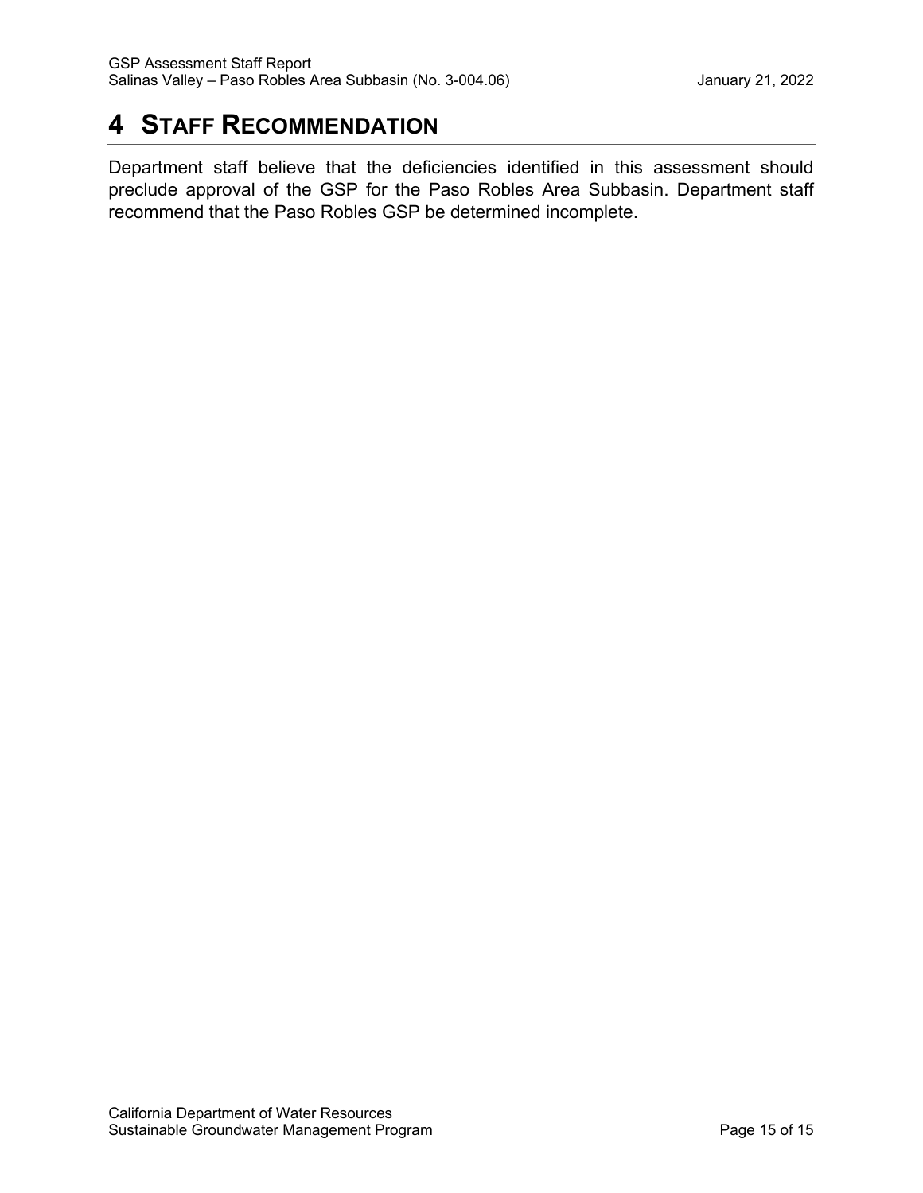# 4 STAFF RECOMMENDATION

Department staff believe that the deficiencies identified in this assessment should preclude approval of the GSP for the Paso Robles Area Subbasin. Department staff recommend that the Paso Robles GSP be determined incomplete.